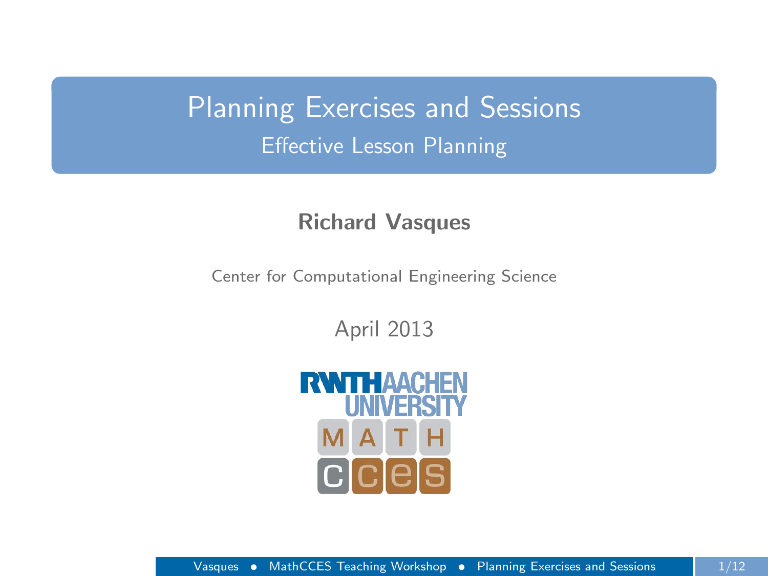# Planning Exercises and Sessions

## Effective Lesson Planning

**Richard Vasques**

Center for Computational Engineering Science

April 2013

RWTH AACHEN UNIVERSITY

MATH CCES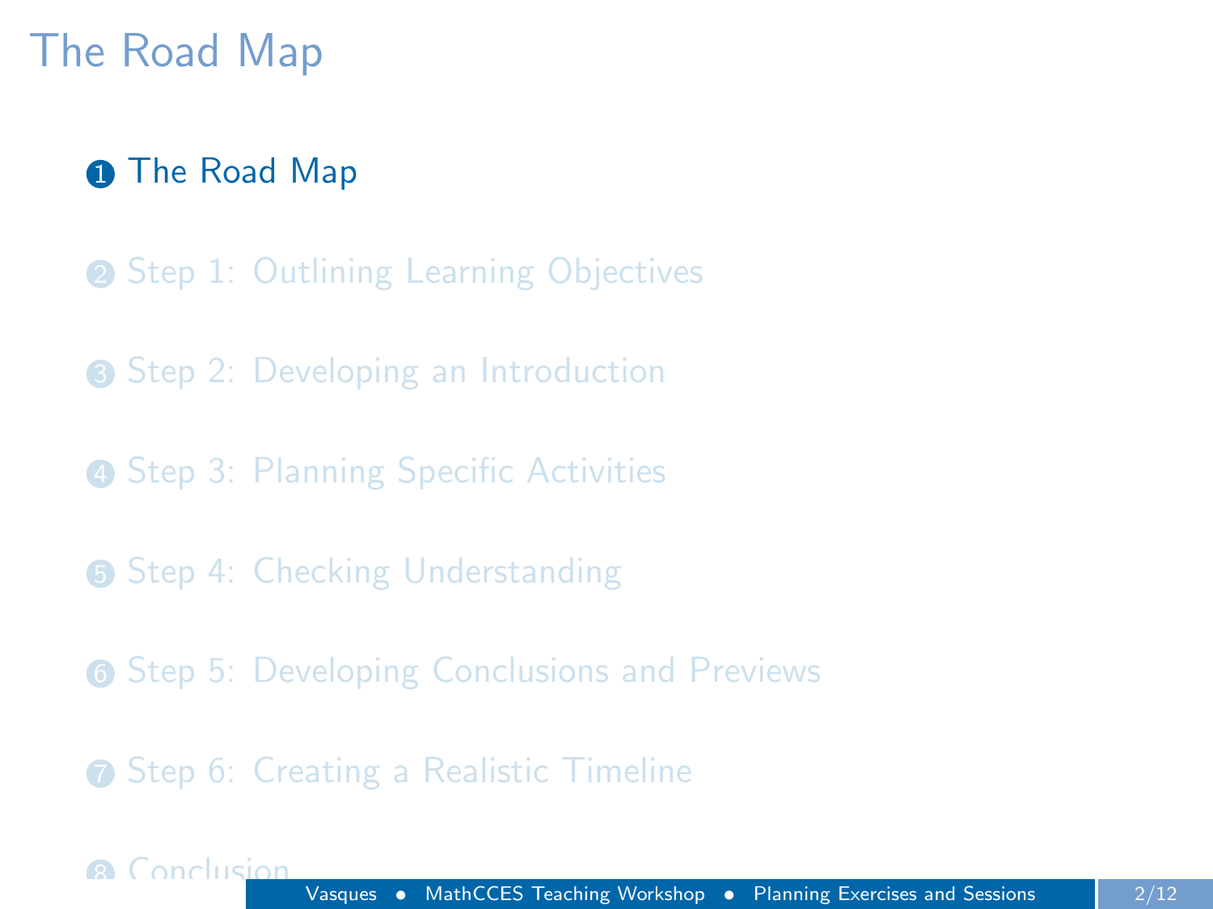# The Road Map

1. The Road Map
2. Step 1: Outlining Learning Objectives
3. Step 2: Developing an Introduction
4. Step 3: Planning Specific Activities
5. Step 4: Checking Understanding
6. Step 5: Developing Conclusions and Previews
7. Step 6: Creating a Realistic Timeline
8. Conclusion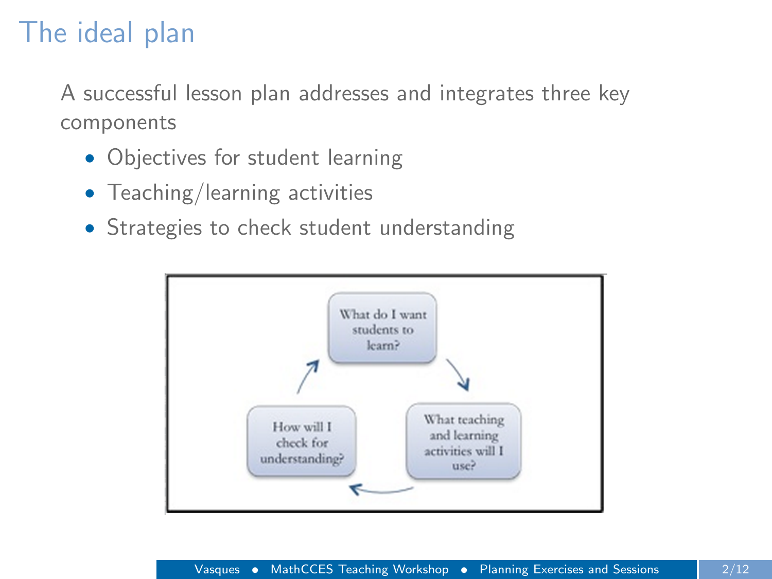# The ideal plan

A successful lesson plan addresses and integrates three key components

- Objectives for student learning
- Teaching/learning activities
- Strategies to check student understanding

What do I want students to learn?

What teaching and learning activities will I use?

How will I check for understanding?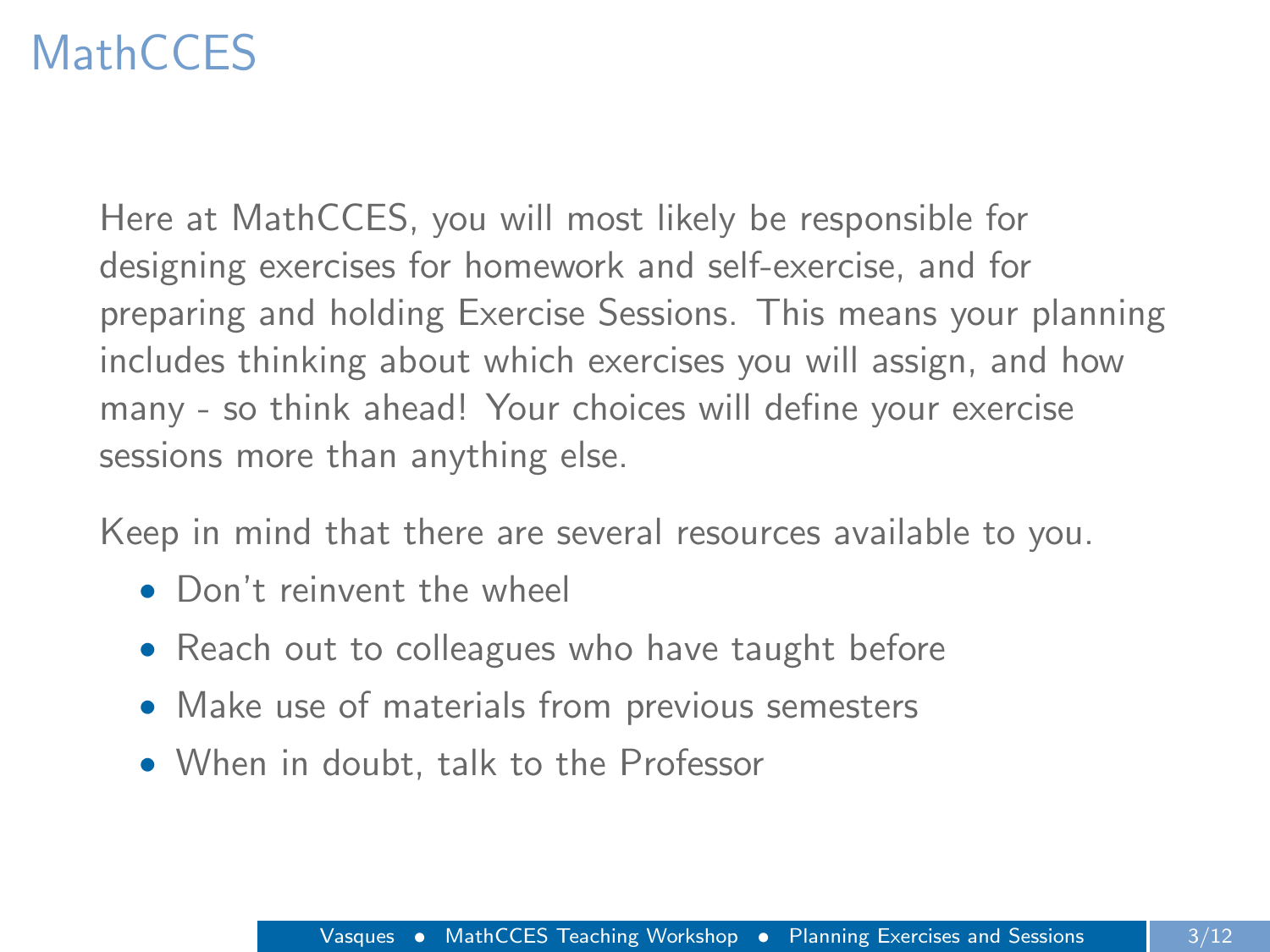# MathCCES

Here at MathCCES, you will most likely be responsible for designing exercises for homework and self-exercise, and for preparing and holding Exercise Sessions. This means your planning includes thinking about which exercises you will assign, and how many - so think ahead! Your choices will define your exercise sessions more than anything else.

Keep in mind that there are several resources available to you.

- Don't reinvent the wheel
- Reach out to colleagues who have taught before
- Make use of materials from previous semesters
- When in doubt, talk to the Professor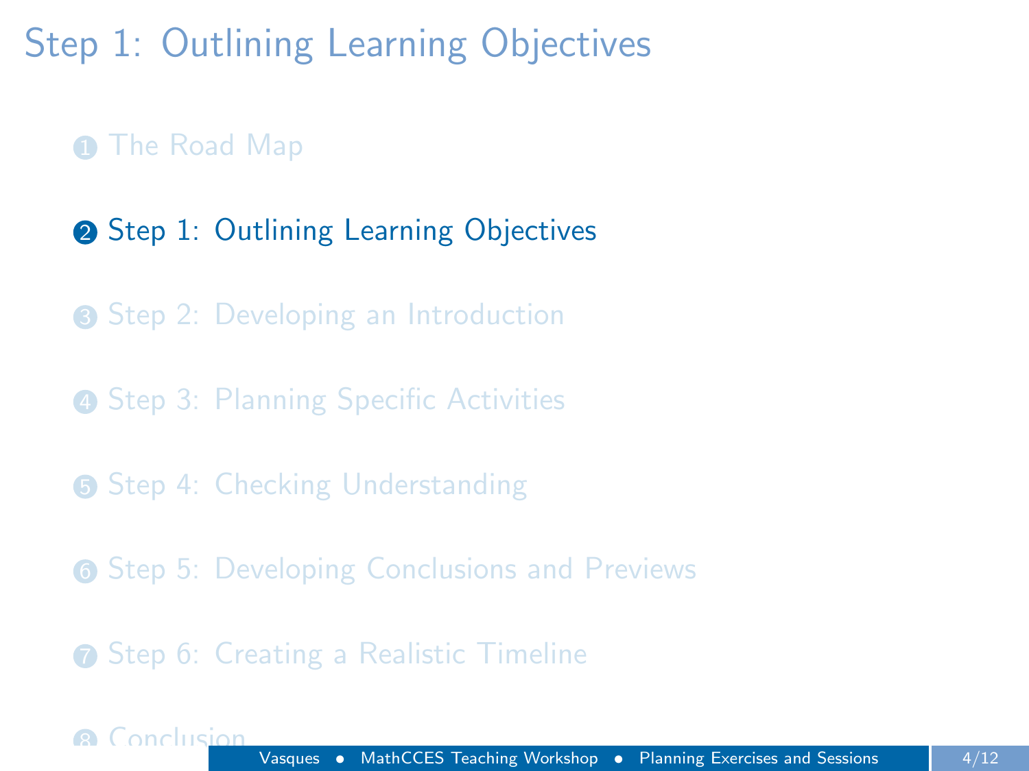# Step 1: Outlining Learning Objectives

1. The Road Map
2. **Step 1: Outlining Learning Objectives**
3. Step 2: Developing an Introduction
4. Step 3: Planning Specific Activities
5. Step 4: Checking Understanding
6. Step 5: Developing Conclusions and Previews
7. Step 6: Creating a Realistic Timeline
8. Conclusion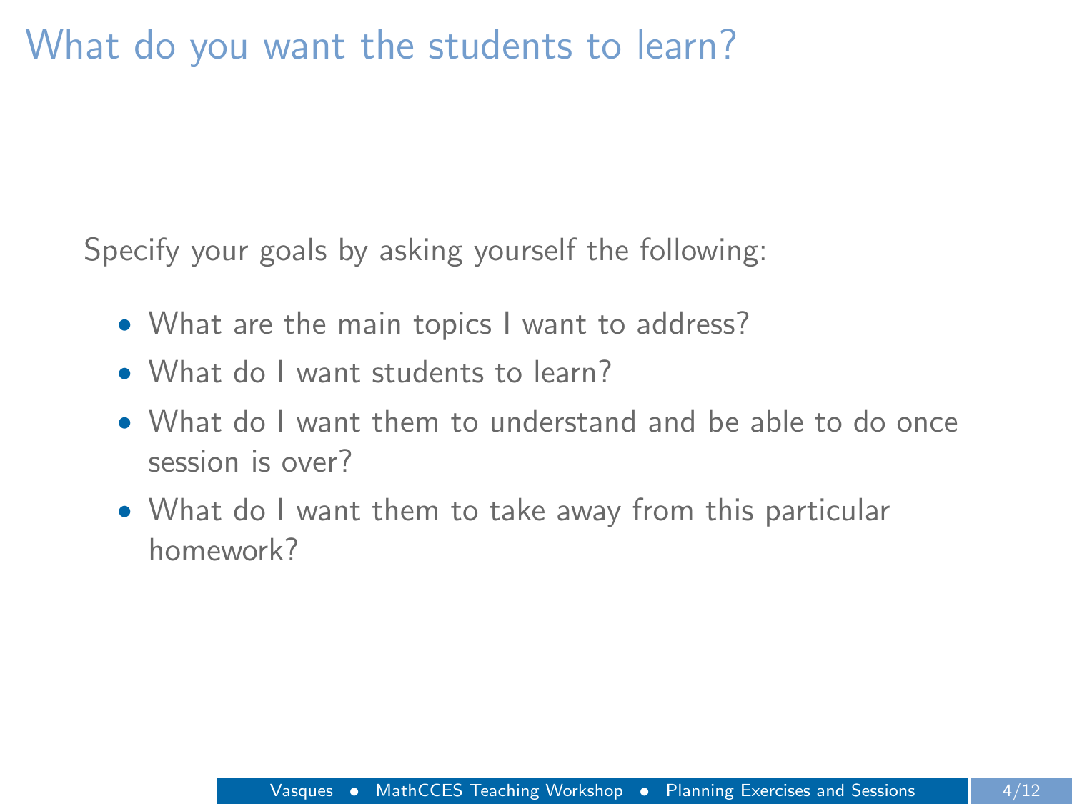# What do you want the students to learn?

Specify your goals by asking yourself the following:

- What are the main topics I want to address?
- What do I want students to learn?
- What do I want them to understand and be able to do once session is over?
- What do I want them to take away from this particular homework?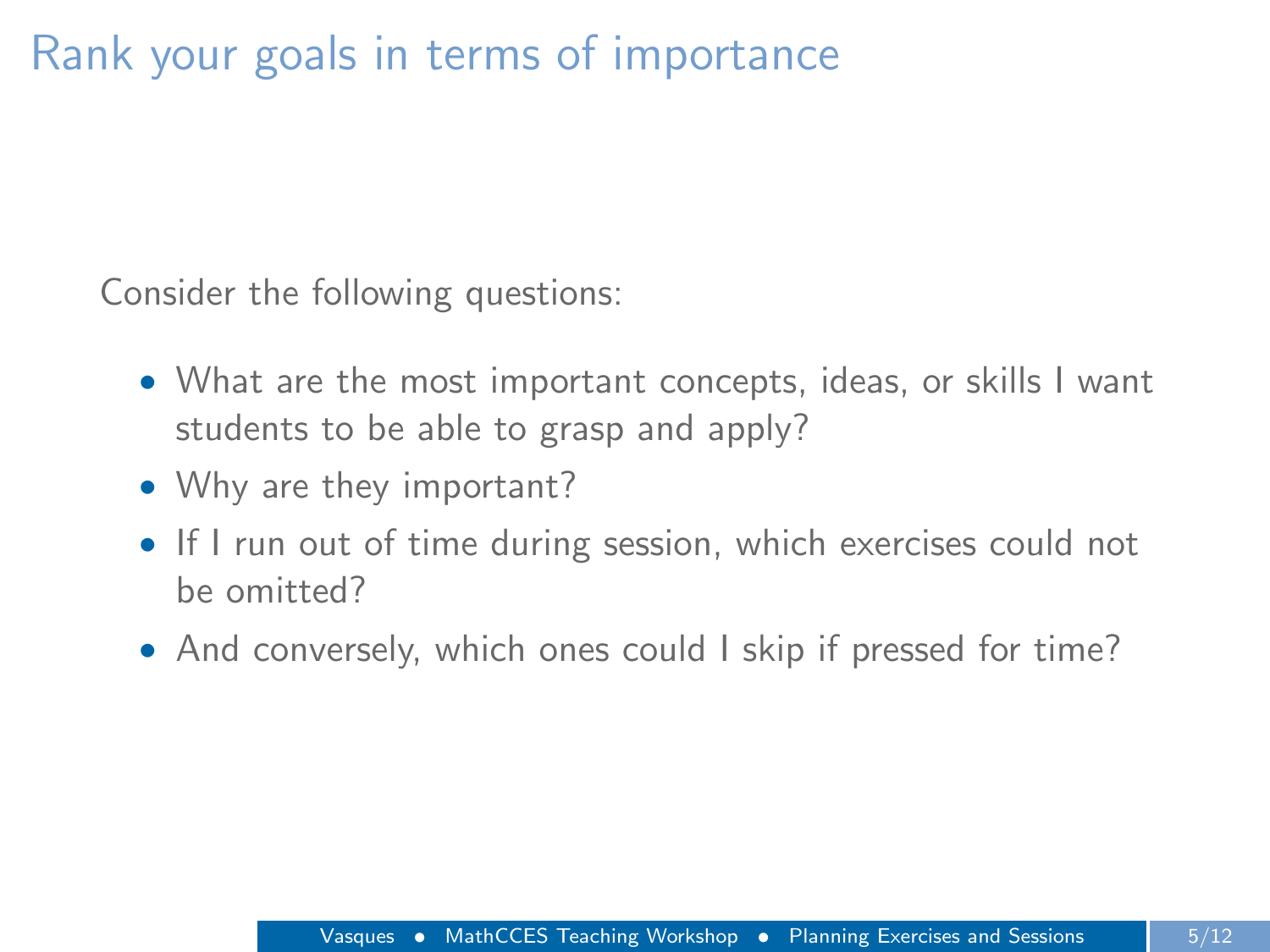# Rank your goals in terms of importance

Consider the following questions:

- What are the most important concepts, ideas, or skills I want students to be able to grasp and apply?
- Why are they important?
- If I run out of time during session, which exercises could not be omitted?
- And conversely, which ones could I skip if pressed for time?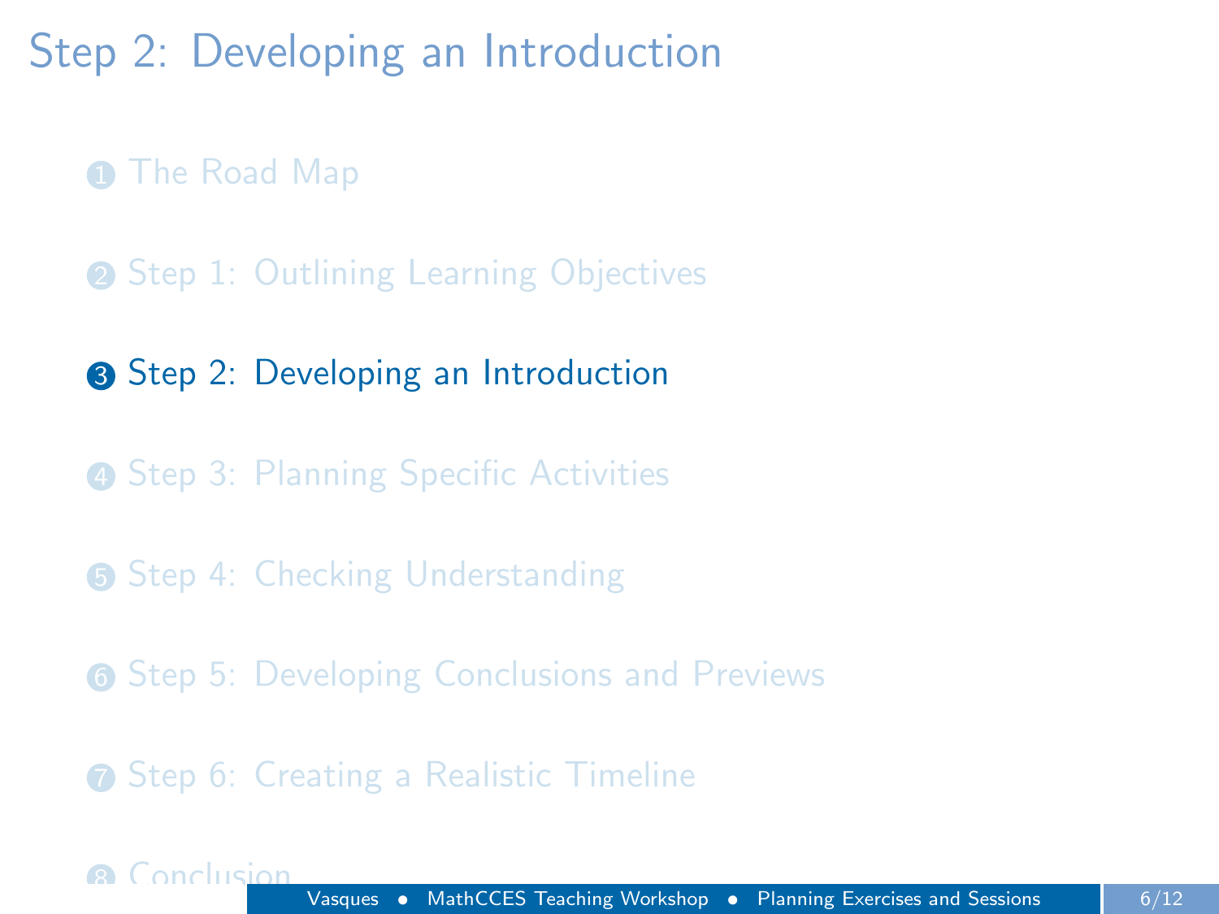# Step 2: Developing an Introduction

1. The Road Map
2. Step 1: Outlining Learning Objectives
3. **Step 2: Developing an Introduction**
4. Step 3: Planning Specific Activities
5. Step 4: Checking Understanding
6. Step 5: Developing Conclusions and Previews
7. Step 6: Creating a Realistic Timeline
8. Conclusion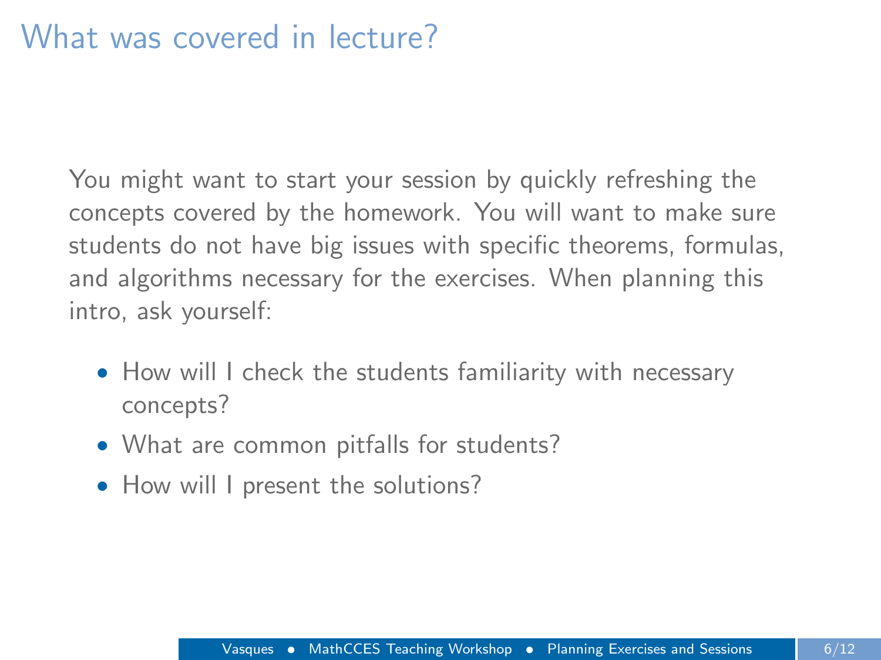# What was covered in lecture?

You might want to start your session by quickly refreshing the concepts covered by the homework. You will want to make sure students do not have big issues with specific theorems, formulas, and algorithms necessary for the exercises. When planning this intro, ask yourself:

- How will I check the students familiarity with necessary concepts?
- What are common pitfalls for students?
- How will I present the solutions?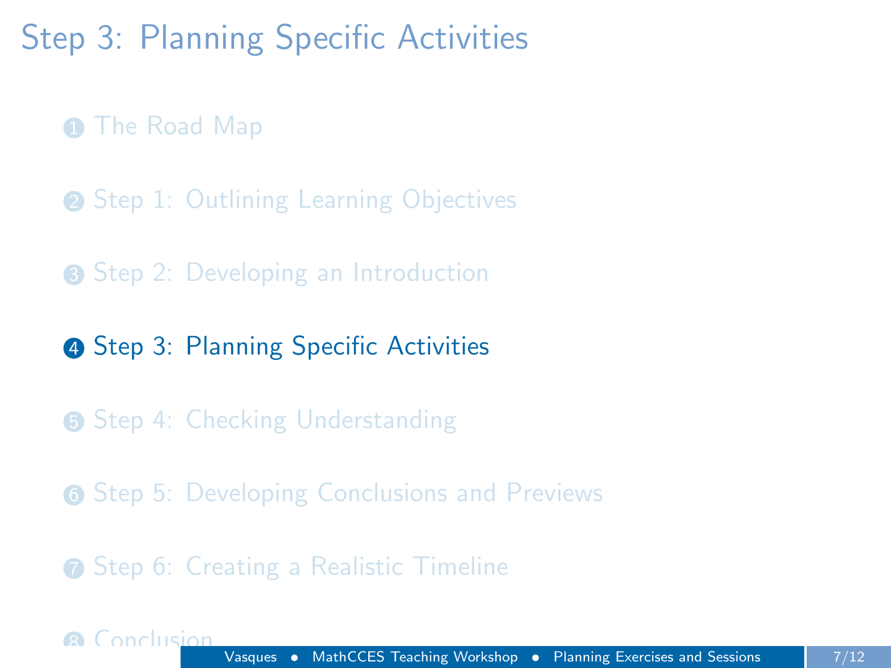# Step 3: Planning Specific Activities

1. The Road Map
2. Step 1: Outlining Learning Objectives
3. Step 2: Developing an Introduction
4. Step 3: Planning Specific Activities
5. Step 4: Checking Understanding
6. Step 5: Developing Conclusions and Previews
7. Step 6: Creating a Realistic Timeline
8. Conclusion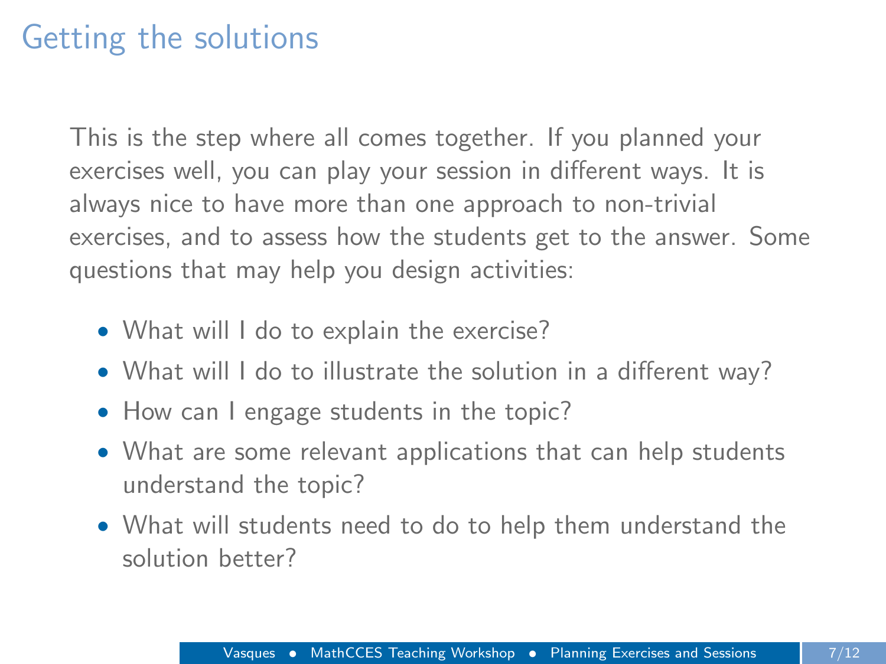# Getting the solutions

This is the step where all comes together. If you planned your exercises well, you can play your session in different ways. It is always nice to have more than one approach to non-trivial exercises, and to assess how the students get to the answer. Some questions that may help you design activities:

- What will I do to explain the exercise?
- What will I do to illustrate the solution in a different way?
- How can I engage students in the topic?
- What are some relevant applications that can help students understand the topic?
- What will students need to do to help them understand the solution better?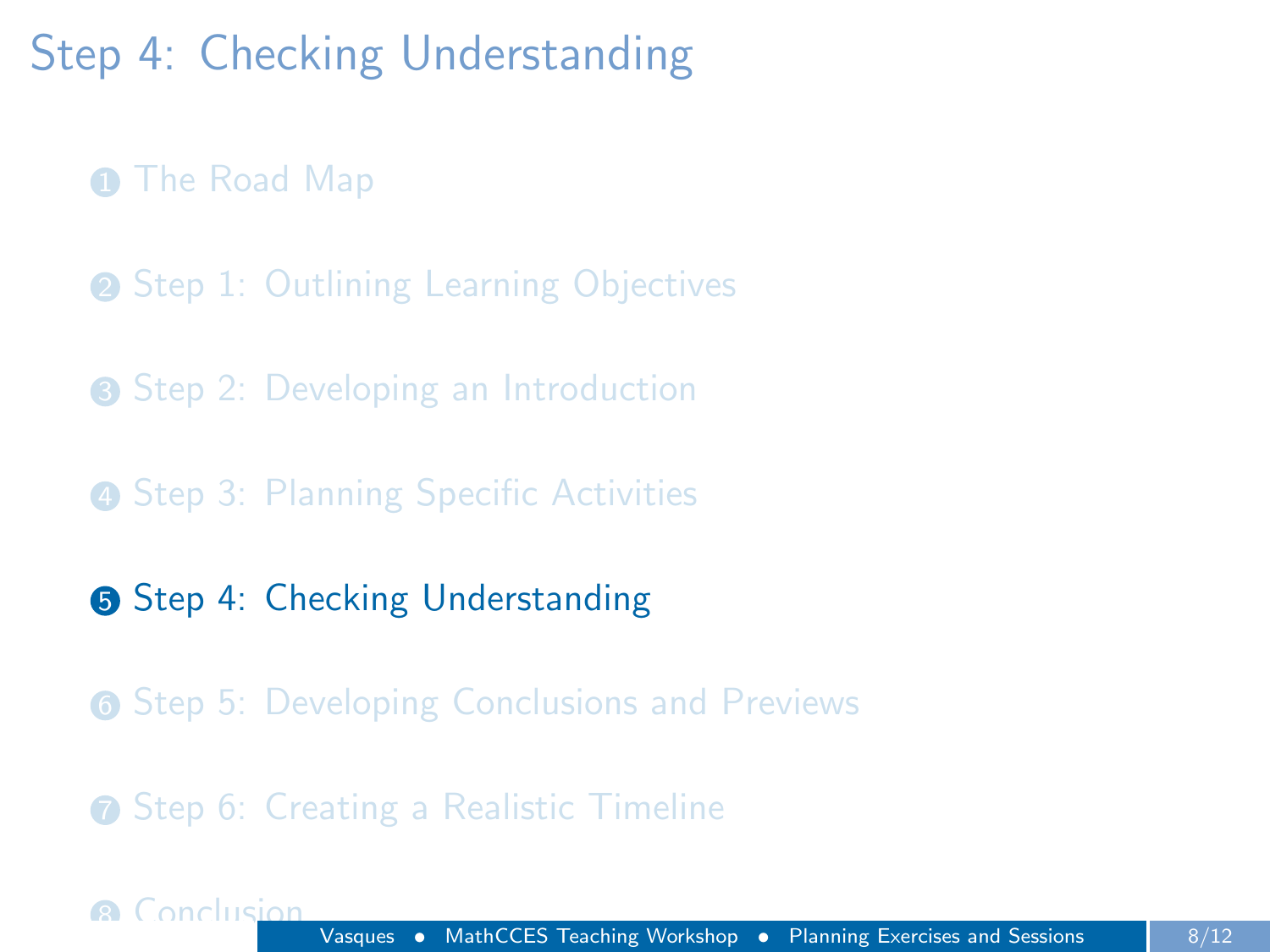# Step 4: Checking Understanding

1. The Road Map
2. Step 1: Outlining Learning Objectives
3. Step 2: Developing an Introduction
4. Step 3: Planning Specific Activities
5. **Step 4: Checking Understanding**
6. Step 5: Developing Conclusions and Previews
7. Step 6: Creating a Realistic Timeline
8. Conclusion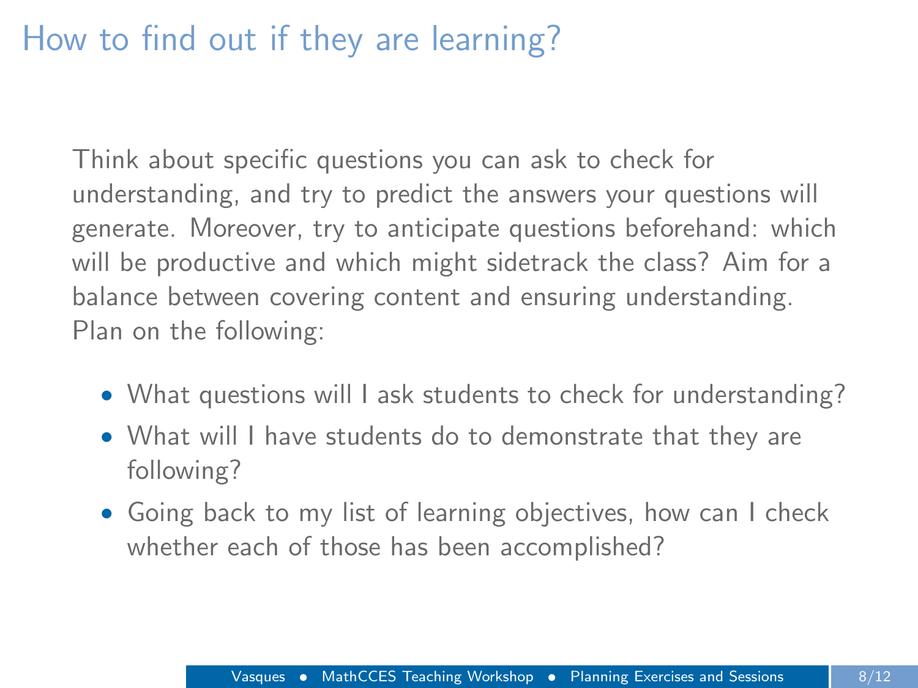# How to find out if they are learning?

Think about specific questions you can ask to check for understanding, and try to predict the answers your questions will generate. Moreover, try to anticipate questions beforehand: which will be productive and which might sidetrack the class? Aim for a balance between covering content and ensuring understanding. Plan on the following:

- What questions will I ask students to check for understanding?
- What will I have students do to demonstrate that they are following?
- Going back to my list of learning objectives, how can I check whether each of those has been accomplished?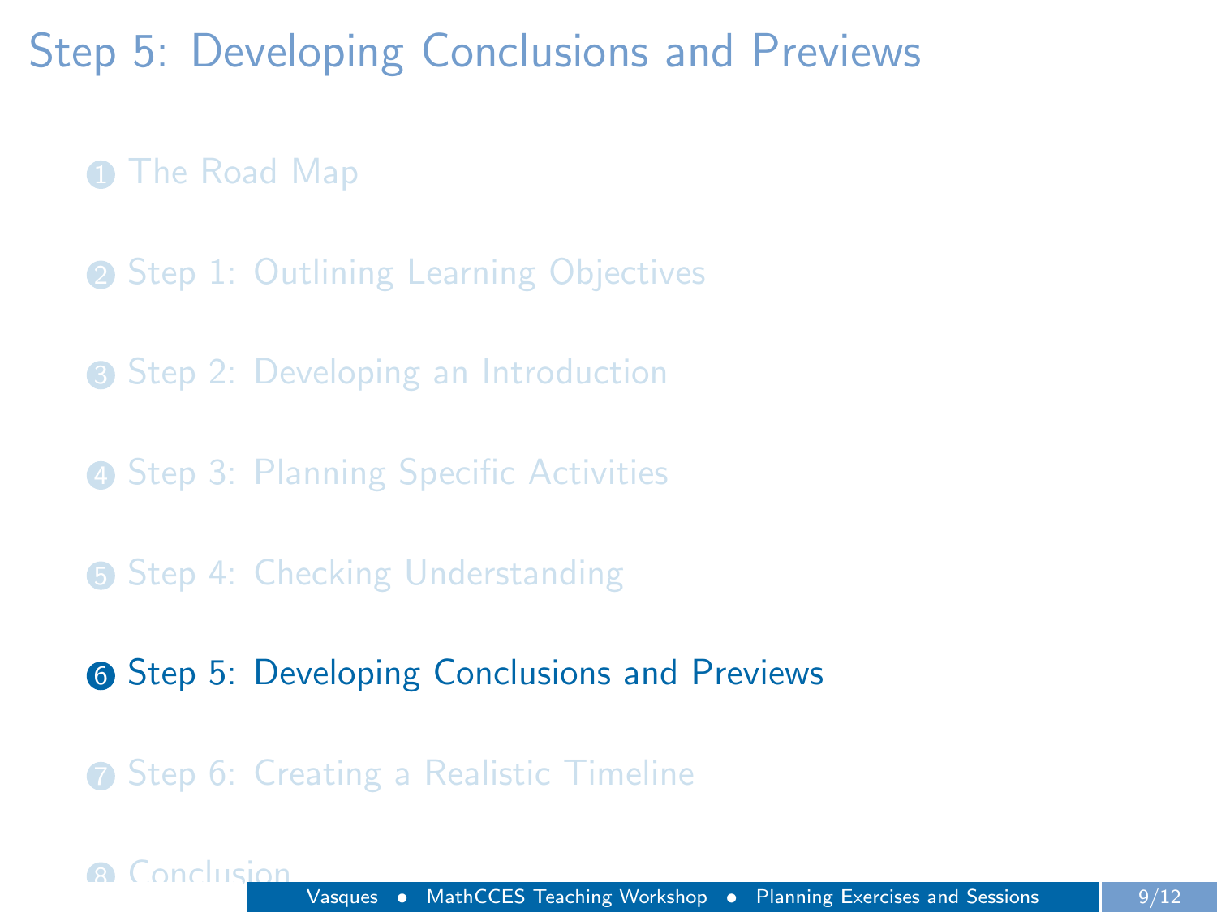# Step 5: Developing Conclusions and Previews

1. The Road Map
2. Step 1: Outlining Learning Objectives
3. Step 2: Developing an Introduction
4. Step 3: Planning Specific Activities
5. Step 4: Checking Understanding
6. **Step 5: Developing Conclusions and Previews**
7. Step 6: Creating a Realistic Timeline
8. Conclusion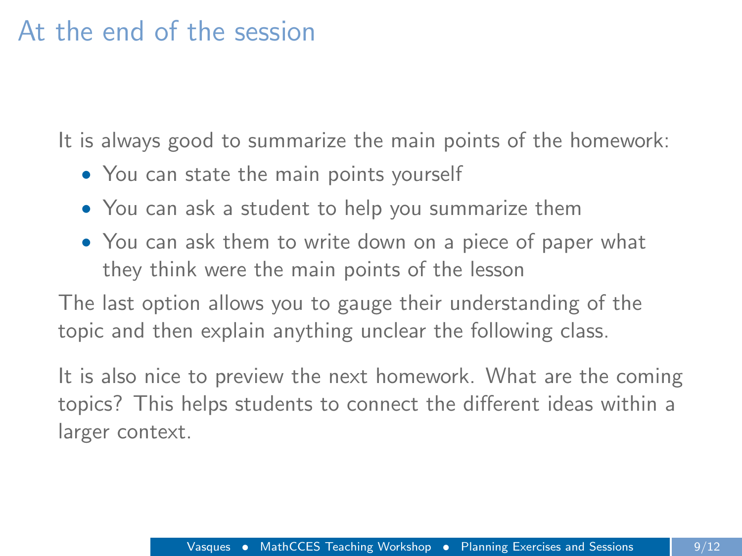# At the end of the session

It is always good to summarize the main points of the homework:

- You can state the main points yourself
- You can ask a student to help you summarize them
- You can ask them to write down on a piece of paper what they think were the main points of the lesson

The last option allows you to gauge their understanding of the topic and then explain anything unclear the following class.

It is also nice to preview the next homework. What are the coming topics? This helps students to connect the different ideas within a larger context.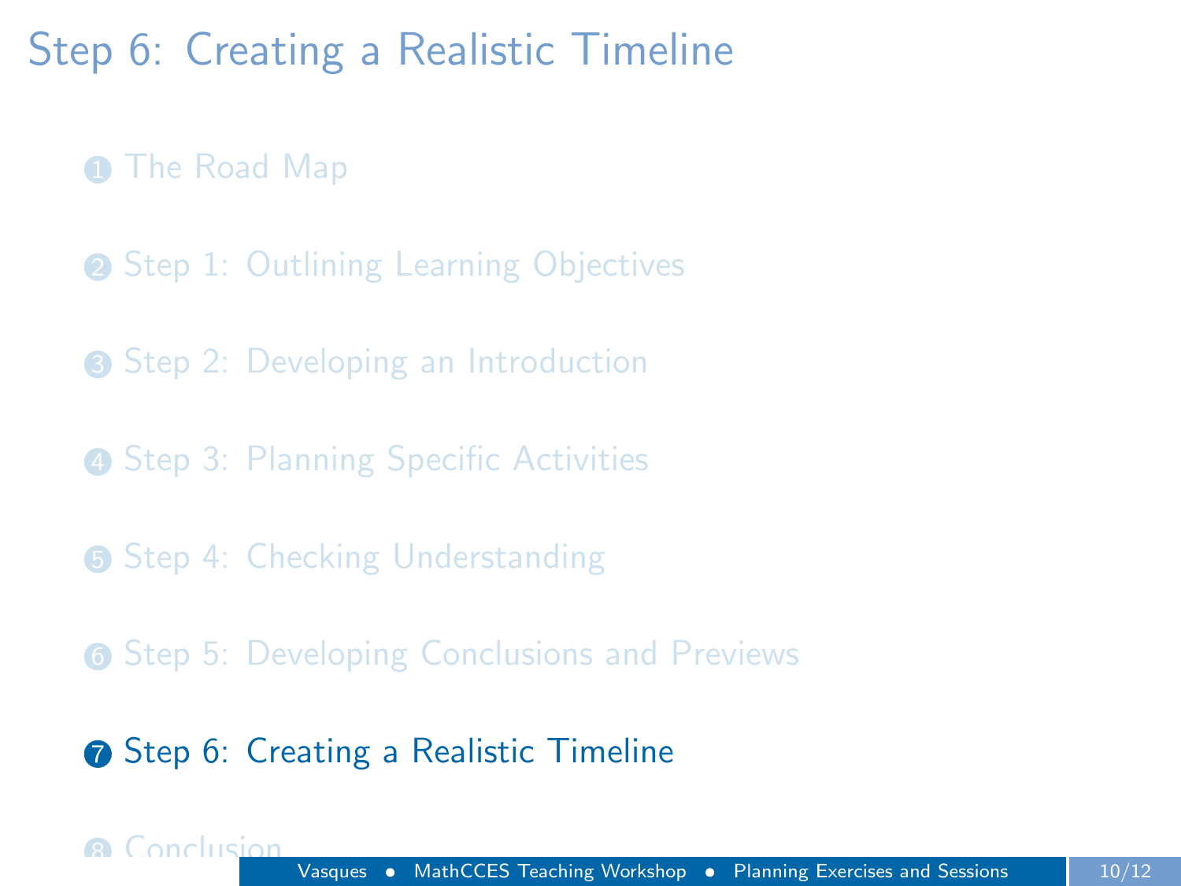# Step 6: Creating a Realistic Timeline

1. The Road Map
2. Step 1: Outlining Learning Objectives
3. Step 2: Developing an Introduction
4. Step 3: Planning Specific Activities
5. Step 4: Checking Understanding
6. Step 5: Developing Conclusions and Previews
7. Step 6: Creating a Realistic Timeline
8. Conclusion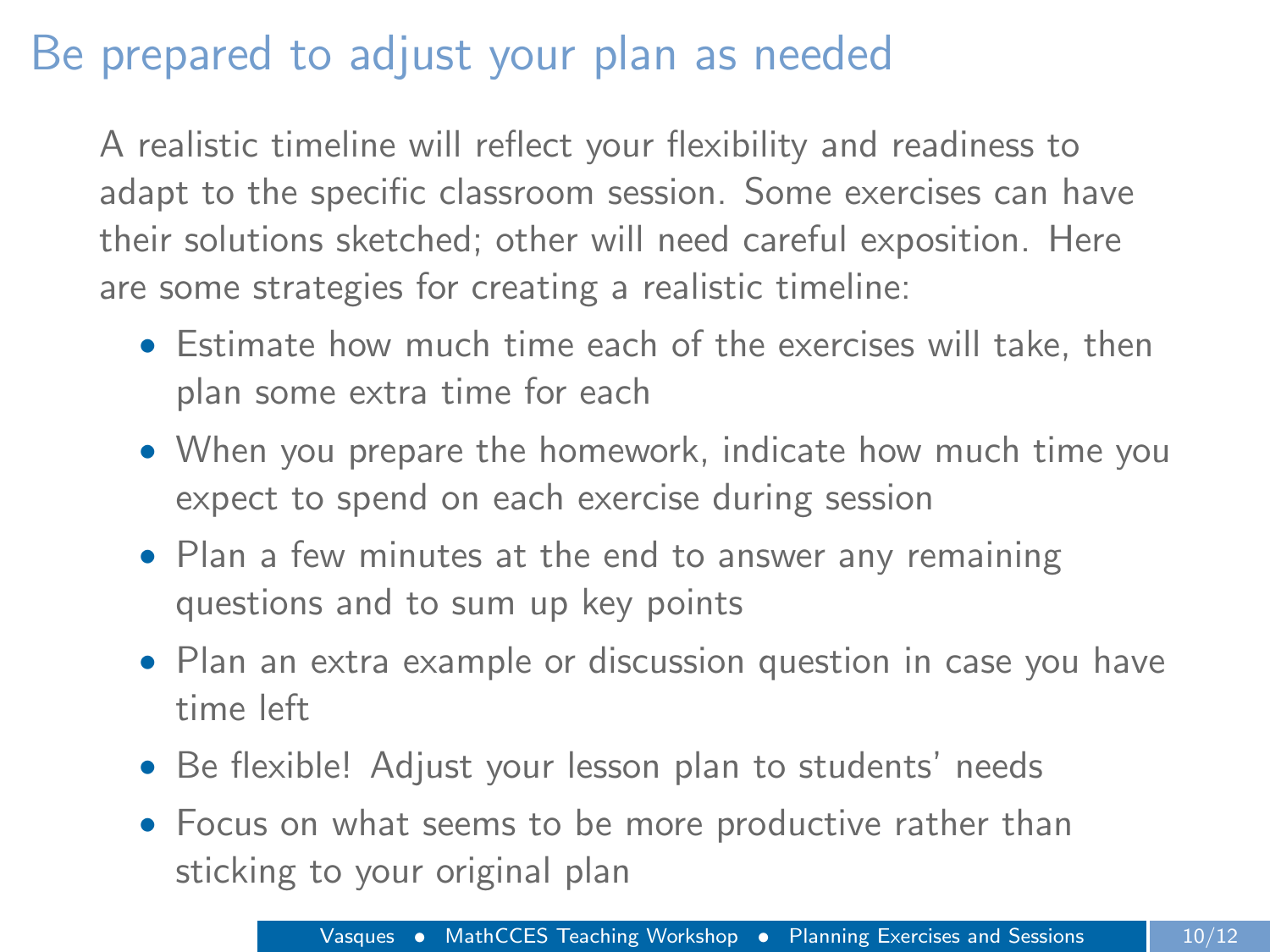# Be prepared to adjust your plan as needed

A realistic timeline will reflect your flexibility and readiness to adapt to the specific classroom session. Some exercises can have their solutions sketched; other will need careful exposition. Here are some strategies for creating a realistic timeline:

- Estimate how much time each of the exercises will take, then plan some extra time for each
- When you prepare the homework, indicate how much time you expect to spend on each exercise during session
- Plan a few minutes at the end to answer any remaining questions and to sum up key points
- Plan an extra example or discussion question in case you have time left
- Be flexible! Adjust your lesson plan to students' needs
- Focus on what seems to be more productive rather than sticking to your original plan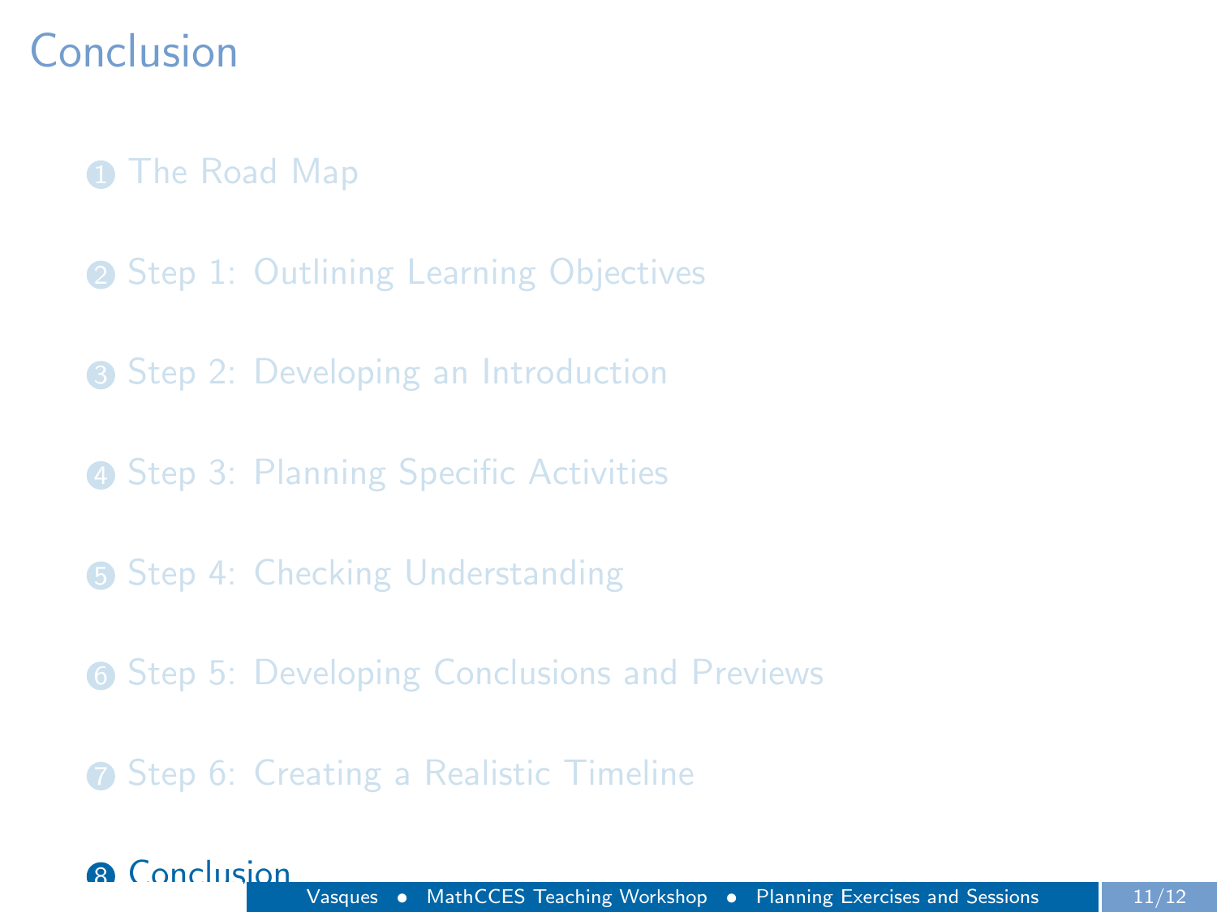# Conclusion

1. The Road Map
2. Step 1: Outlining Learning Objectives
3. Step 2: Developing an Introduction
4. Step 3: Planning Specific Activities
5. Step 4: Checking Understanding
6. Step 5: Developing Conclusions and Previews
7. Step 6: Creating a Realistic Timeline
8. Conclusion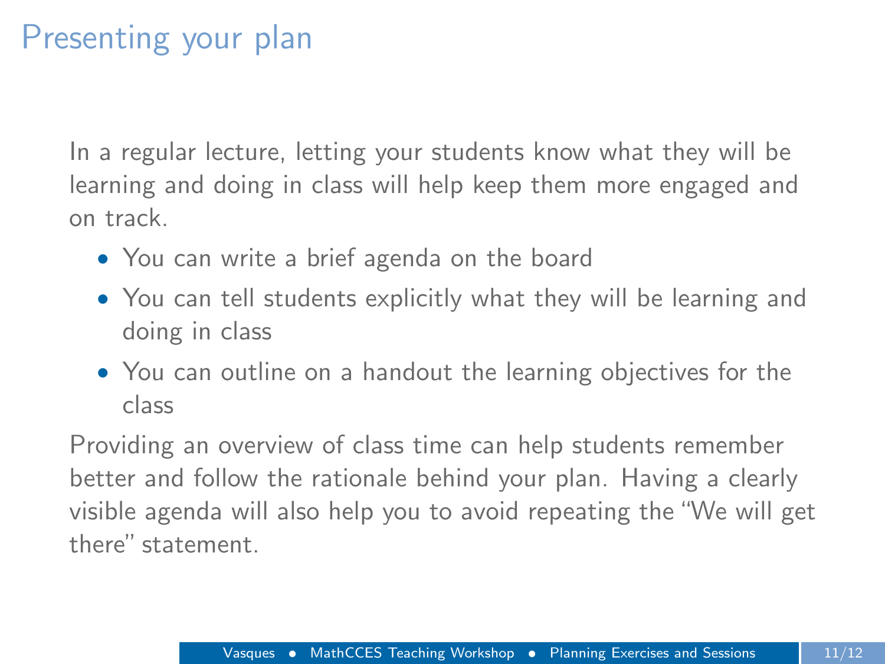# Presenting your plan

In a regular lecture, letting your students know what they will be learning and doing in class will help keep them more engaged and on track.

- You can write a brief agenda on the board
- You can tell students explicitly what they will be learning and doing in class
- You can outline on a handout the learning objectives for the class

Providing an overview of class time can help students remember better and follow the rationale behind your plan. Having a clearly visible agenda will also help you to avoid repeating the "We will get there" statement.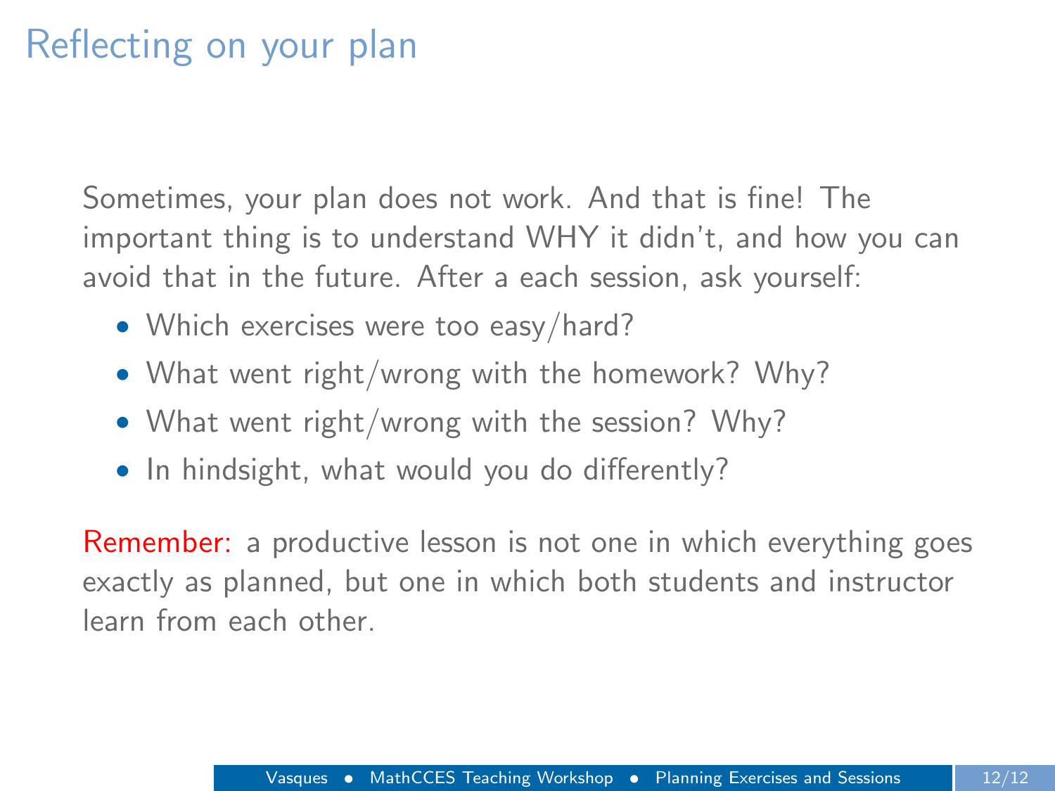# Reflecting on your plan

Sometimes, your plan does not work. And that is fine! The important thing is to understand WHY it didn't, and how you can avoid that in the future. After a each session, ask yourself:

- Which exercises were too easy/hard?
- What went right/wrong with the homework? Why?
- What went right/wrong with the session? Why?
- In hindsight, what would you do differently?

Remember: a productive lesson is not one in which everything goes exactly as planned, but one in which both students and instructor learn from each other.